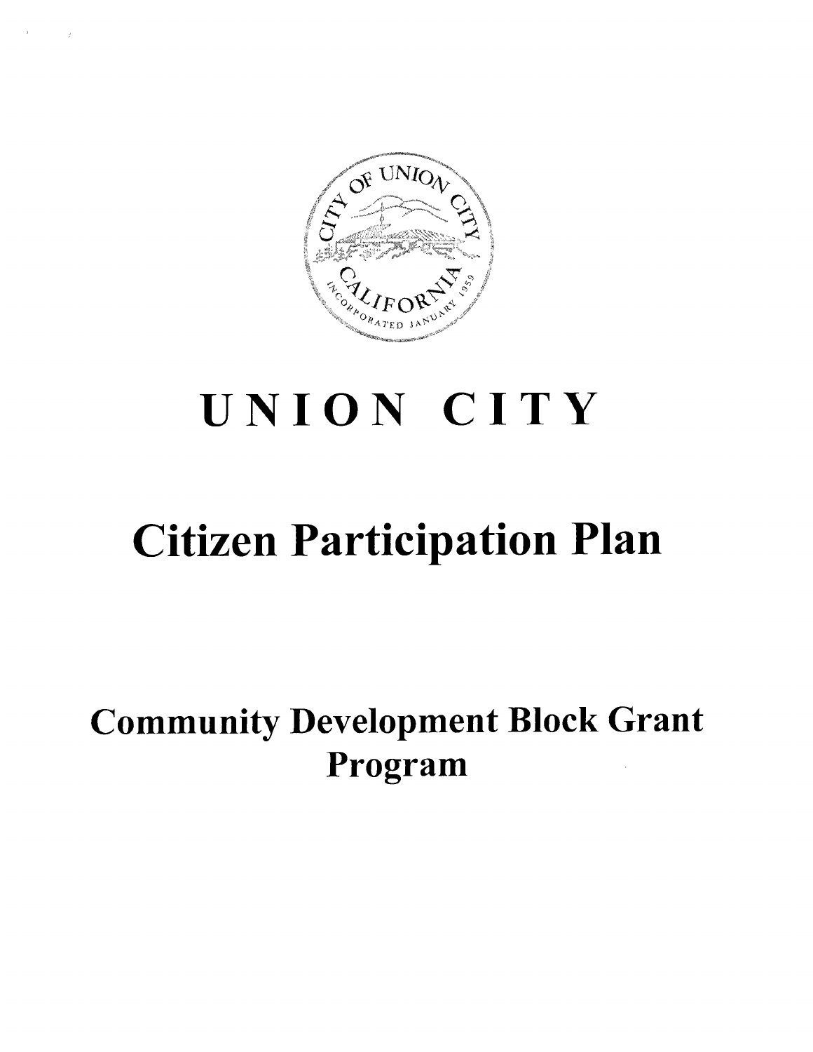# UNION CITY

# Citizen Participation Plan

## Community Development Block Grant Program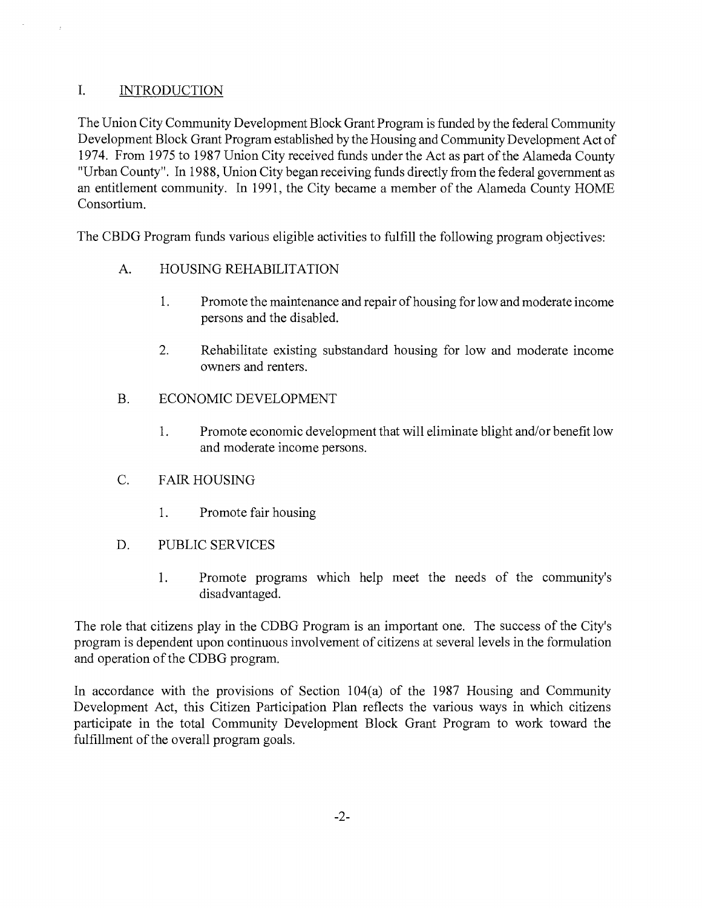## I. INTRODUCTION

The Union City Community Development Block Grant Program is funded by the federal Community Development Block Grant Program established by the Housing and Community Development Act of 1974. From 1975 to 1987 Union City received funds under the Act as part of the Alameda County "Urban County". In 1988, Union City began receiving funds directly from the federal government as an entitlement community. In 1991, the City became a member of the Alameda County HOME Consortium.

The CBDG Program funds various eligible activities to fulfill the following program objectives:

A. HOUSING REHABILITATION

1. Promote the maintenance and repair of housing for low and moderate income persons and the disabled.

2. Rehabilitate existing substandard housing for low and moderate income owners and renters.

B. ECONOMIC DEVELOPMENT

1. Promote economic development that will eliminate blight and/or benefit low and moderate income persons.

C. FAIR HOUSING

1. Promote fair housing

D. PUBLIC SERVICES

1. Promote programs which help meet the needs of the community's disadvantaged.

The role that citizens play in the CDBG Program is an important one. The success of the City's program is dependent upon continuous involvement of citizens at several levels in the formulation and operation of the CDBG program.

In accordance with the provisions of Section 104(a) of the 1987 Housing and Community Development Act, this Citizen Participation Plan reflects the various ways in which citizens participate in the total Community Development Block Grant Program to work toward the fulfillment of the overall program goals.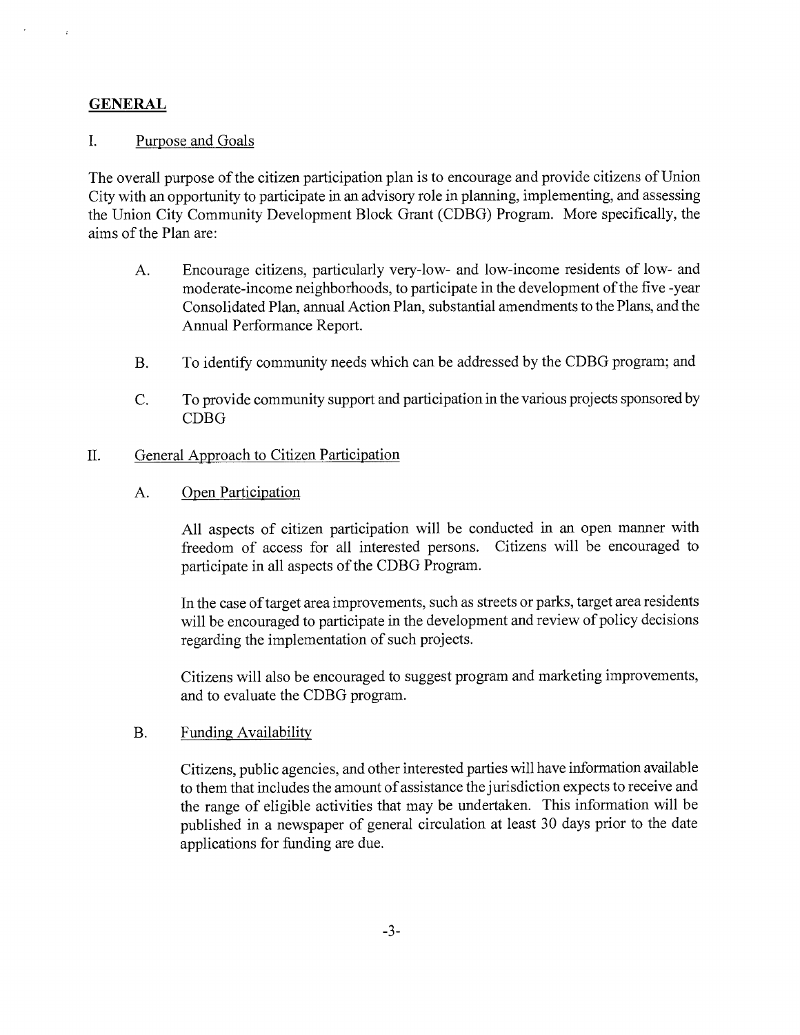## GENERAL

### I. Purpose and Goals

The overall purpose of the citizen participation plan is to encourage and provide citizens of Union City with an opportunity to participate in an advisory role in planning, implementing, and assessing the Union City Community Development Block Grant (CDBG) Program. More specifically, the aims of the Plan are:

A. Encourage citizens, particularly very-low- and low-income residents of low- and moderate-income neighborhoods, to participate in the development of the five -year Consolidated Plan, annual Action Plan, substantial amendments to the Plans, and the Annual Performance Report.

B. To identify community needs which can be addressed by the CDBG program; and

C. To provide community support and participation in the various projects sponsored by CDBG

### II. General Approach to Citizen Participation

#### A. Open Participation

All aspects of citizen participation will be conducted in an open manner with freedom of access for all interested persons. Citizens will be encouraged to participate in all aspects of the CDBG Program.

In the case of target area improvements, such as streets or parks, target area residents will be encouraged to participate in the development and review of policy decisions regarding the implementation of such projects.

Citizens will also be encouraged to suggest program and marketing improvements, and to evaluate the CDBG program.

#### B. Funding Availability

Citizens, public agencies, and other interested parties will have information available to them that includes the amount of assistance the jurisdiction expects to receive and the range of eligible activities that may be undertaken. This information will be published in a newspaper of general circulation at least 30 days prior to the date applications for funding are due.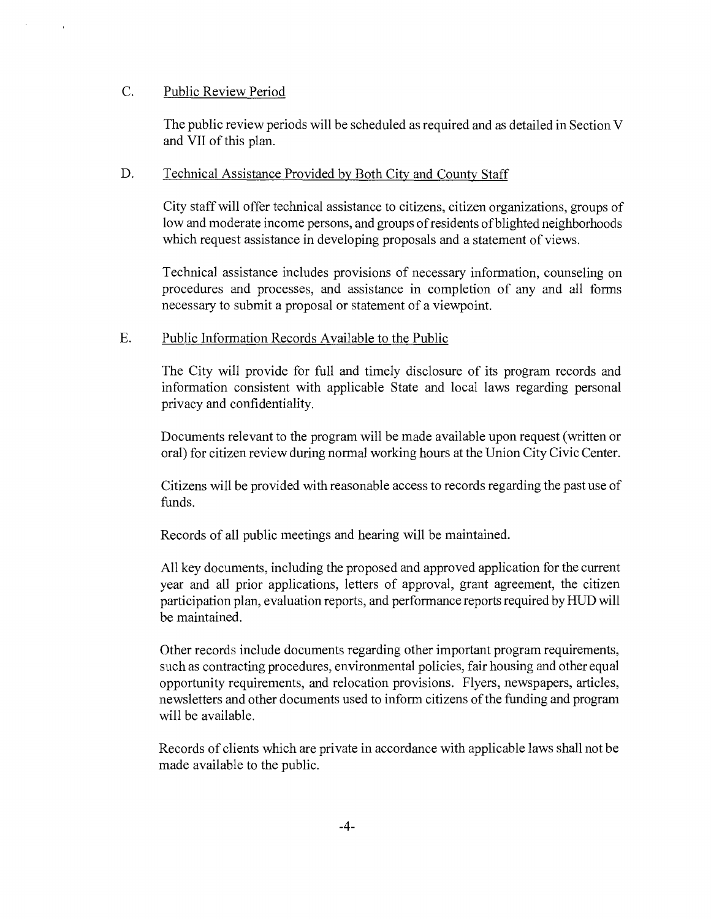C. Public Review Period

The public review periods will be scheduled as required and as detailed in Section V and VII of this plan.

D. Technical Assistance Provided by Both City and County Staff

City staff will offer technical assistance to citizens, citizen organizations, groups of low and moderate income persons, and groups of residents of blighted neighborhoods which request assistance in developing proposals and a statement of views.

Technical assistance includes provisions of necessary information, counseling on procedures and processes, and assistance in completion of any and all forms necessary to submit a proposal or statement of a viewpoint.

E. Public Information Records Available to the Public

The City will provide for full and timely disclosure of its program records and information consistent with applicable State and local laws regarding personal privacy and confidentiality.

Documents relevant to the program will be made available upon request (written or oral) for citizen review during normal working hours at the Union City Civic Center.

Citizens will be provided with reasonable access to records regarding the past use of funds.

Records of all public meetings and hearing will be maintained.

All key documents, including the proposed and approved application for the current year and all prior applications, letters of approval, grant agreement, the citizen participation plan, evaluation reports, and performance reports required by HUD will be maintained.

Other records include documents regarding other important program requirements, such as contracting procedures, environmental policies, fair housing and other equal opportunity requirements, and relocation provisions. Flyers, newspapers, articles, newsletters and other documents used to inform citizens of the funding and program will be available.

Records of clients which are private in accordance with applicable laws shall not be made available to the public.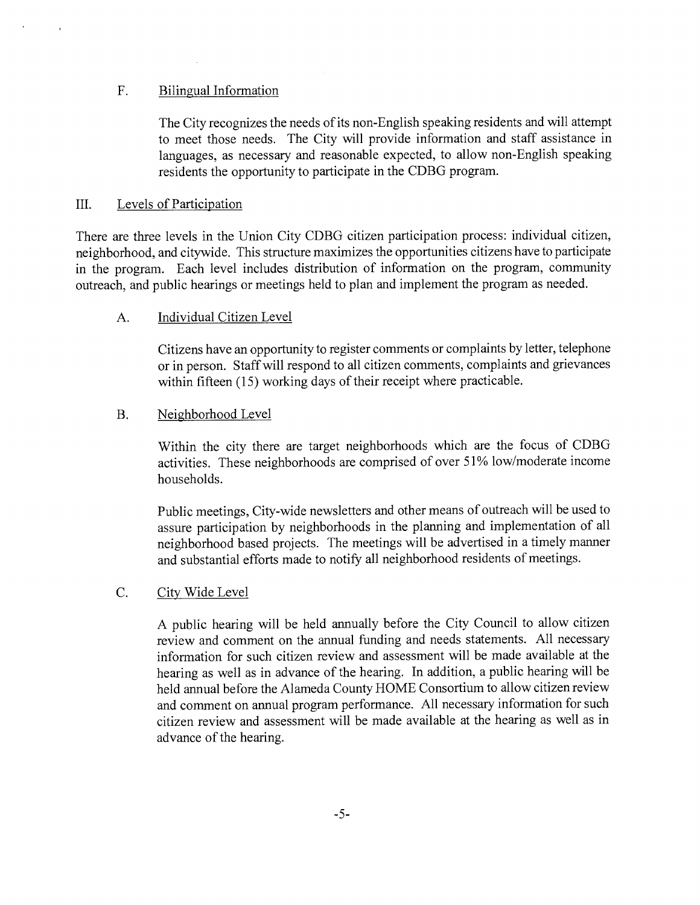### F. Bilingual Information

The City recognizes the needs of its non-English speaking residents and will attempt to meet those needs. The City will provide information and staff assistance in languages, as necessary and reasonable expected, to allow non-English speaking residents the opportunity to participate in the CDBG program.

## III. Levels of Participation

There are three levels in the Union City CDBG citizen participation process: individual citizen, neighborhood, and citywide. This structure maximizes the opportunities citizens have to participate in the program. Each level includes distribution of information on the program, community outreach, and public hearings or meetings held to plan and implement the program as needed.

### A. Individual Citizen Level

Citizens have an opportunity to register comments or complaints by letter, telephone or in person. Staff will respond to all citizen comments, complaints and grievances within fifteen (15) working days of their receipt where practicable.

### B. Neighborhood Level

Within the city there are target neighborhoods which are the focus of CDBG activities. These neighborhoods are comprised of over 51% low/moderate income households.

Public meetings, City-wide newsletters and other means of outreach will be used to assure participation by neighborhoods in the planning and implementation of all neighborhood based projects. The meetings will be advertised in a timely manner and substantial efforts made to notify all neighborhood residents of meetings.

### C. City Wide Level

A public hearing will be held annually before the City Council to allow citizen review and comment on the annual funding and needs statements. All necessary information for such citizen review and assessment will be made available at the hearing as well as in advance of the hearing. In addition, a public hearing will be held annual before the Alameda County HOME Consortium to allow citizen review and comment on annual program performance. All necessary information for such citizen review and assessment will be made available at the hearing as well as in advance of the hearing.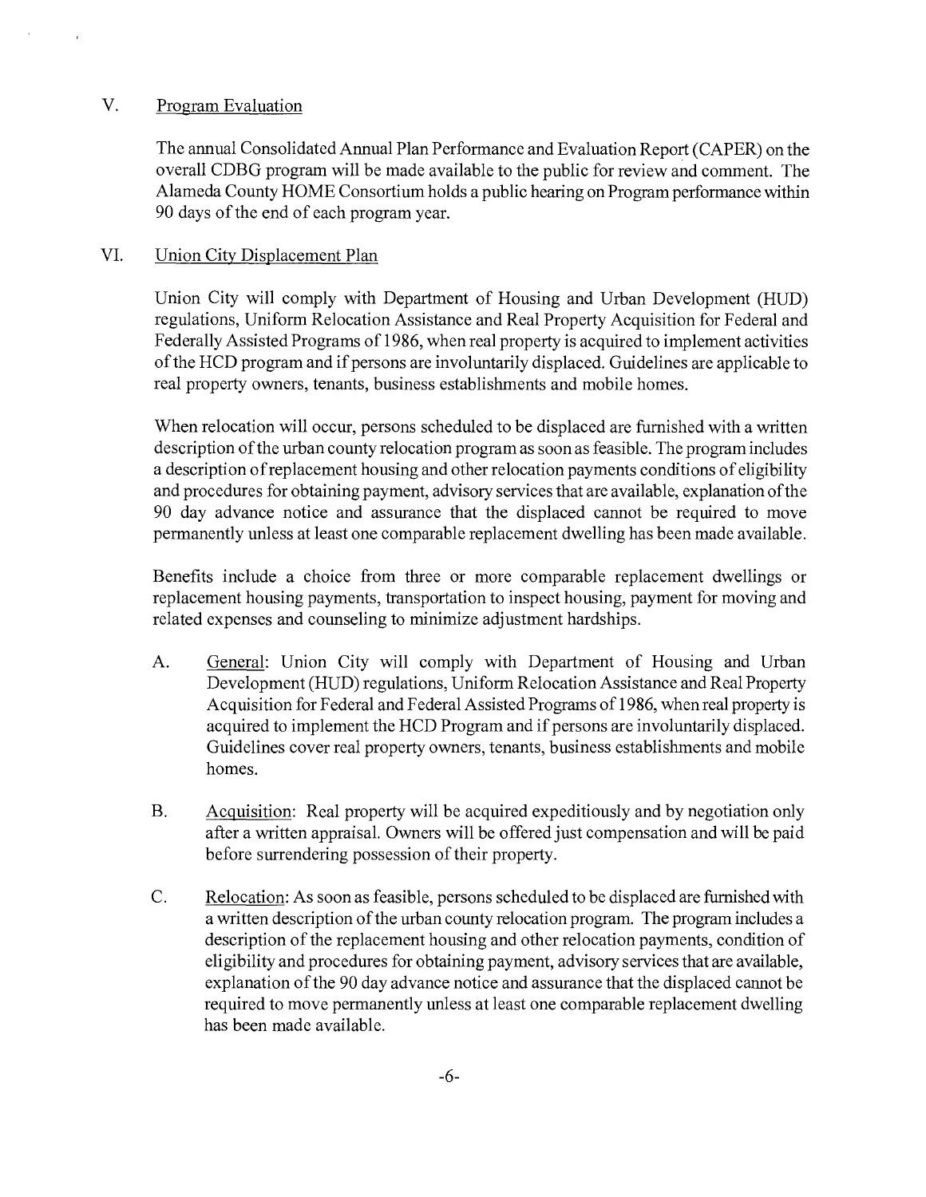## V. Program Evaluation

The annual Consolidated Annual Plan Performance and Evaluation Report (CAPER) on the overall CDBG program will be made available to the public for review and comment. The Alameda County HOME Consortium holds a public hearing on Program performance within 90 days of the end of each program year.

## VI. Union City Displacement Plan

Union City will comply with Department of Housing and Urban Development (HUD) regulations, Uniform Relocation Assistance and Real Property Acquisition for Federal and Federally Assisted Programs of 1986, when real property is acquired to implement activities of the HCD program and if persons are involuntarily displaced. Guidelines are applicable to real property owners, tenants, business establishments and mobile homes.

When relocation will occur, persons scheduled to be displaced are furnished with a written description of the urban county relocation program as soon as feasible. The program includes a description of replacement housing and other relocation payments conditions of eligibility and procedures for obtaining payment, advisory services that are available, explanation of the 90 day advance notice and assurance that the displaced cannot be required to move permanently unless at least one comparable replacement dwelling has been made available.

Benefits include a choice from three or more comparable replacement dwellings or replacement housing payments, transportation to inspect housing, payment for moving and related expenses and counseling to minimize adjustment hardships.

A. General: Union City will comply with Department of Housing and Urban Development (HUD) regulations, Uniform Relocation Assistance and Real Property Acquisition for Federal and Federal Assisted Programs of 1986, when real property is acquired to implement the HCD Program and if persons are involuntarily displaced. Guidelines cover real property owners, tenants, business establishments and mobile homes.

B. Acquisition: Real property will be acquired expeditiously and by negotiation only after a written appraisal. Owners will be offered just compensation and will be paid before surrendering possession of their property.

C. Relocation: As soon as feasible, persons scheduled to be displaced are furnished with a written description of the urban county relocation program. The program includes a description of the replacement housing and other relocation payments, condition of eligibility and procedures for obtaining payment, advisory services that are available, explanation of the 90 day advance notice and assurance that the displaced cannot be required to move permanently unless at least one comparable replacement dwelling has been made available.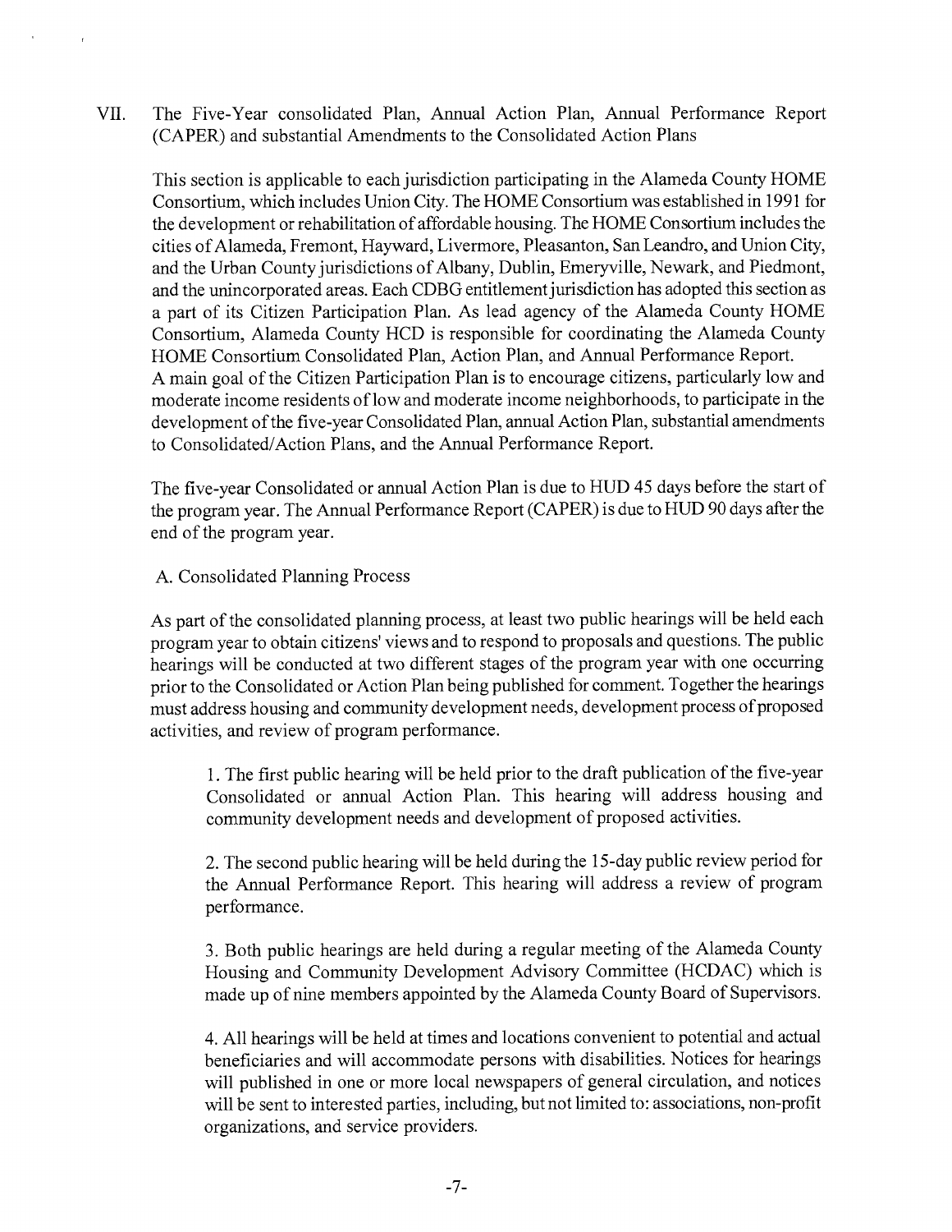VII. The Five-Year consolidated Plan, Annual Action Plan, Annual Performance Report (CAPER) and substantial Amendments to the Consolidated Action Plans

This section is applicable to each jurisdiction participating in the Alameda County HOME Consortium, which includes Union City. The HOME Consortium was established in 1991 for the development or rehabilitation of affordable housing. The HOME Consortium includes the cities of Alameda, Fremont, Hayward, Livermore, Pleasanton, San Leandro, and Union City, and the Urban County jurisdictions of Albany, Dublin, Emeryville, Newark, and Piedmont, and the unincorporated areas. Each CDBG entitlement jurisdiction has adopted this section as a part of its Citizen Participation Plan. As lead agency of the Alameda County HOME Consortium, Alameda County HCD is responsible for coordinating the Alameda County HOME Consortium Consolidated Plan, Action Plan, and Annual Performance Report.
A main goal of the Citizen Participation Plan is to encourage citizens, particularly low and moderate income residents of low and moderate income neighborhoods, to participate in the development of the five-year Consolidated Plan, annual Action Plan, substantial amendments to Consolidated/Action Plans, and the Annual Performance Report.

The five-year Consolidated or annual Action Plan is due to HUD 45 days before the start of the program year. The Annual Performance Report (CAPER) is due to HUD 90 days after the end of the program year.

A. Consolidated Planning Process

As part of the consolidated planning process, at least two public hearings will be held each program year to obtain citizens' views and to respond to proposals and questions. The public hearings will be conducted at two different stages of the program year with one occurring prior to the Consolidated or Action Plan being published for comment. Together the hearings must address housing and community development needs, development process of proposed activities, and review of program performance.

1. The first public hearing will be held prior to the draft publication of the five-year Consolidated or annual Action Plan. This hearing will address housing and community development needs and development of proposed activities.

2. The second public hearing will be held during the 15-day public review period for the Annual Performance Report. This hearing will address a review of program performance.

3. Both public hearings are held during a regular meeting of the Alameda County Housing and Community Development Advisory Committee (HCDAC) which is made up of nine members appointed by the Alameda County Board of Supervisors.

4. All hearings will be held at times and locations convenient to potential and actual beneficiaries and will accommodate persons with disabilities. Notices for hearings will published in one or more local newspapers of general circulation, and notices will be sent to interested parties, including, but not limited to: associations, non-profit organizations, and service providers.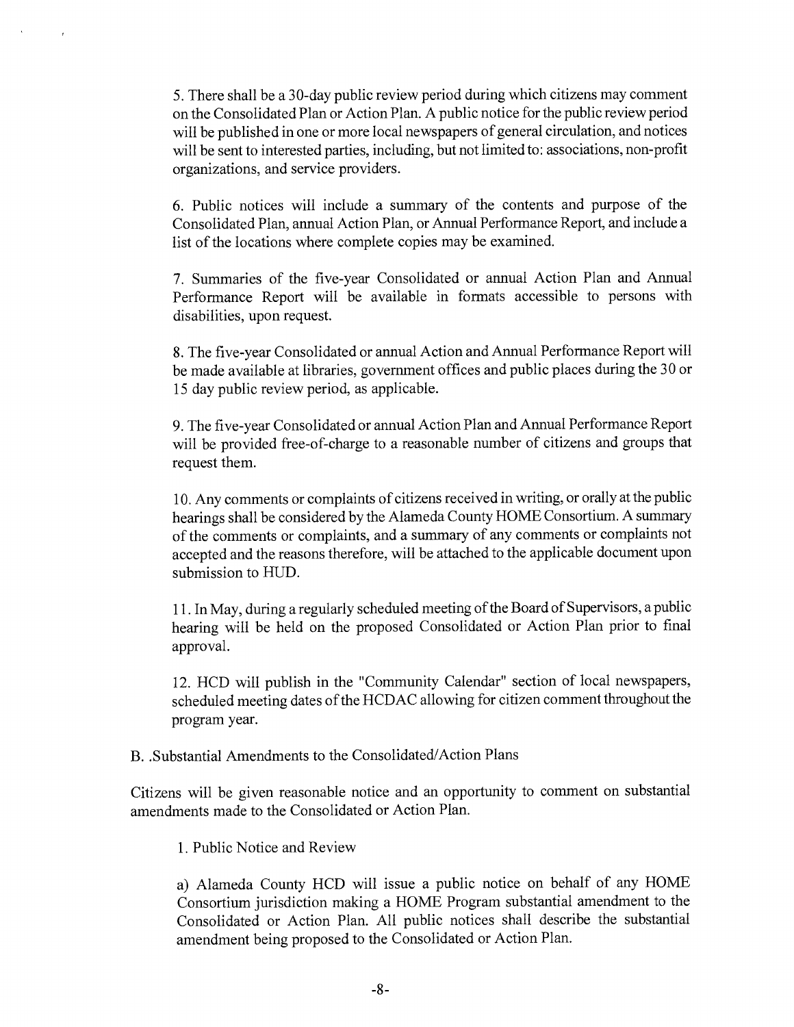5. There shall be a 30-day public review period during which citizens may comment on the Consolidated Plan or Action Plan. A public notice for the public review period will be published in one or more local newspapers of general circulation, and notices will be sent to interested parties, including, but not limited to: associations, non-profit organizations, and service providers.

6. Public notices will include a summary of the contents and purpose of the Consolidated Plan, annual Action Plan, or Annual Performance Report, and include a list of the locations where complete copies may be examined.

7. Summaries of the five-year Consolidated or annual Action Plan and Annual Performance Report will be available in formats accessible to persons with disabilities, upon request.

8. The five-year Consolidated or annual Action and Annual Performance Report will be made available at libraries, government offices and public places during the 30 or 15 day public review period, as applicable.

9. The five-year Consolidated or annual Action Plan and Annual Performance Report will be provided free-of-charge to a reasonable number of citizens and groups that request them.

10. Any comments or complaints of citizens received in writing, or orally at the public hearings shall be considered by the Alameda County HOME Consortium. A summary of the comments or complaints, and a summary of any comments or complaints not accepted and the reasons therefore, will be attached to the applicable document upon submission to HUD.

11. In May, during a regularly scheduled meeting of the Board of Supervisors, a public hearing will be held on the proposed Consolidated or Action Plan prior to final approval.

12. HCD will publish in the "Community Calendar" section of local newspapers, scheduled meeting dates of the HCDAC allowing for citizen comment throughout the program year.

B. .Substantial Amendments to the Consolidated/Action Plans

Citizens will be given reasonable notice and an opportunity to comment on substantial amendments made to the Consolidated or Action Plan.

1. Public Notice and Review

a) Alameda County HCD will issue a public notice on behalf of any HOME Consortium jurisdiction making a HOME Program substantial amendment to the Consolidated or Action Plan. All public notices shall describe the substantial amendment being proposed to the Consolidated or Action Plan.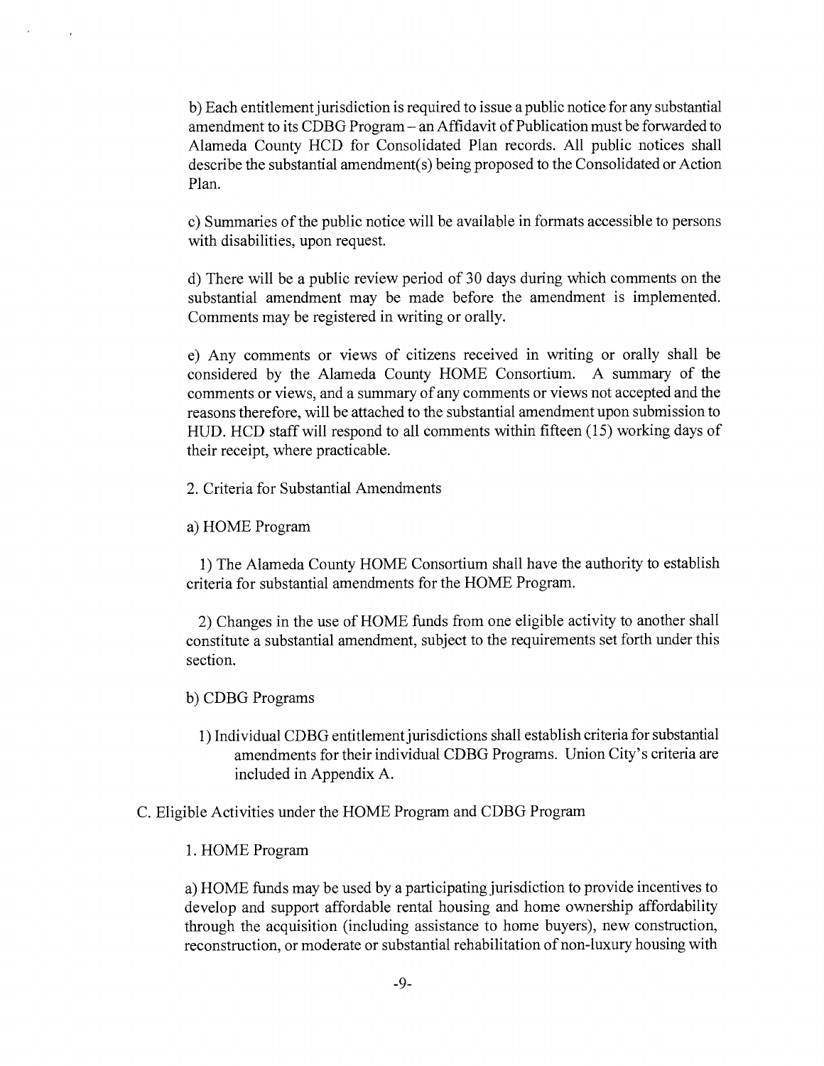b) Each entitlement jurisdiction is required to issue a public notice for any substantial amendment to its CDBG Program – an Affidavit of Publication must be forwarded to Alameda County HCD for Consolidated Plan records. All public notices shall describe the substantial amendment(s) being proposed to the Consolidated or Action Plan.

c) Summaries of the public notice will be available in formats accessible to persons with disabilities, upon request.

d) There will be a public review period of 30 days during which comments on the substantial amendment may be made before the amendment is implemented. Comments may be registered in writing or orally.

e) Any comments or views of citizens received in writing or orally shall be considered by the Alameda County HOME Consortium. A summary of the comments or views, and a summary of any comments or views not accepted and the reasons therefore, will be attached to the substantial amendment upon submission to HUD. HCD staff will respond to all comments within fifteen (15) working days of their receipt, where practicable.

2. Criteria for Substantial Amendments

a) HOME Program

1) The Alameda County HOME Consortium shall have the authority to establish criteria for substantial amendments for the HOME Program.

2) Changes in the use of HOME funds from one eligible activity to another shall constitute a substantial amendment, subject to the requirements set forth under this section.

b) CDBG Programs

1) Individual CDBG entitlement jurisdictions shall establish criteria for substantial amendments for their individual CDBG Programs. Union City's criteria are included in Appendix A.

C. Eligible Activities under the HOME Program and CDBG Program

1. HOME Program

a) HOME funds may be used by a participating jurisdiction to provide incentives to develop and support affordable rental housing and home ownership affordability through the acquisition (including assistance to home buyers), new construction, reconstruction, or moderate or substantial rehabilitation of non-luxury housing with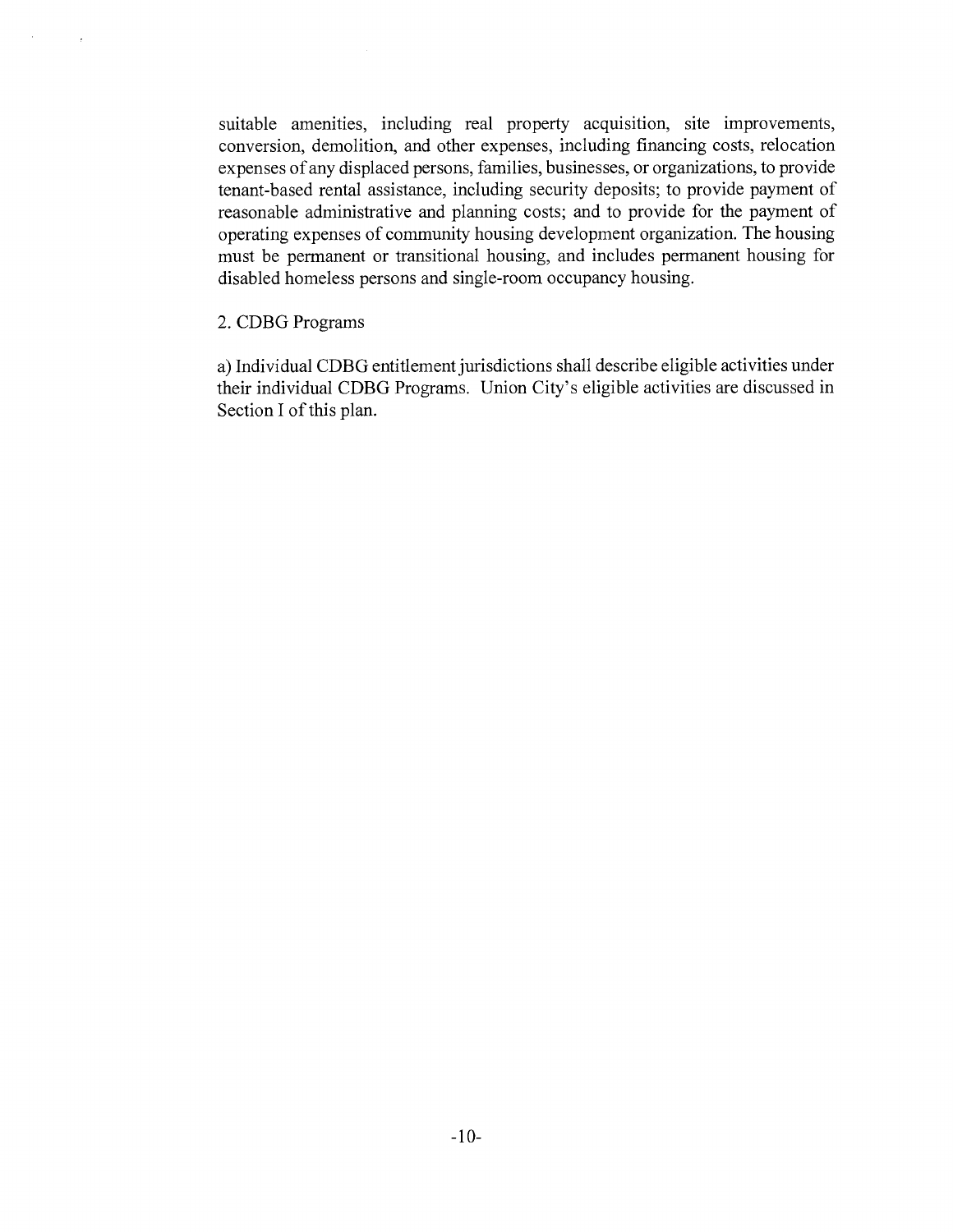suitable amenities, including real property acquisition, site improvements, conversion, demolition, and other expenses, including financing costs, relocation expenses of any displaced persons, families, businesses, or organizations, to provide tenant-based rental assistance, including security deposits; to provide payment of reasonable administrative and planning costs; and to provide for the payment of operating expenses of community housing development organization. The housing must be permanent or transitional housing, and includes permanent housing for disabled homeless persons and single-room occupancy housing.

2. CDBG Programs

a) Individual CDBG entitlement jurisdictions shall describe eligible activities under their individual CDBG Programs. Union City's eligible activities are discussed in Section I of this plan.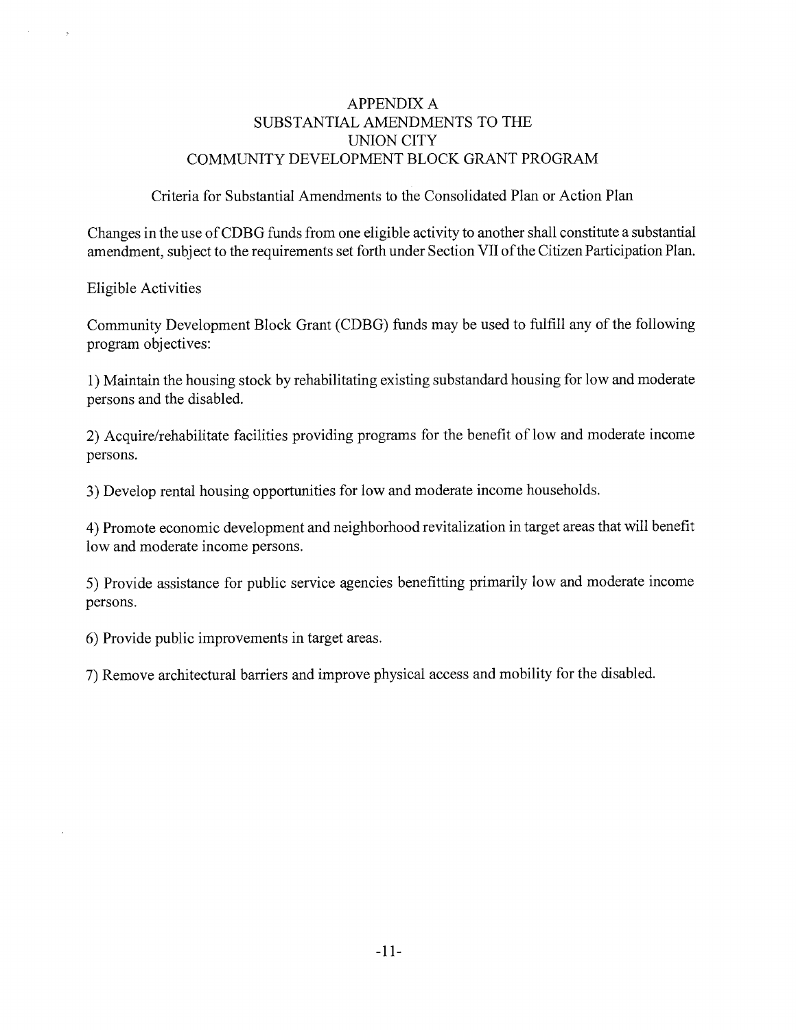# APPENDIX A
# SUBSTANTIAL AMENDMENTS TO THE UNION CITY COMMUNITY DEVELOPMENT BLOCK GRANT PROGRAM

Criteria for Substantial Amendments to the Consolidated Plan or Action Plan

Changes in the use of CDBG funds from one eligible activity to another shall constitute a substantial amendment, subject to the requirements set forth under Section VII of the Citizen Participation Plan.

Eligible Activities

Community Development Block Grant (CDBG) funds may be used to fulfill any of the following program objectives:

1) Maintain the housing stock by rehabilitating existing substandard housing for low and moderate persons and the disabled.

2) Acquire/rehabilitate facilities providing programs for the benefit of low and moderate income persons.

3) Develop rental housing opportunities for low and moderate income households.

4) Promote economic development and neighborhood revitalization in target areas that will benefit low and moderate income persons.

5) Provide assistance for public service agencies benefitting primarily low and moderate income persons.

6) Provide public improvements in target areas.

7) Remove architectural barriers and improve physical access and mobility for the disabled.